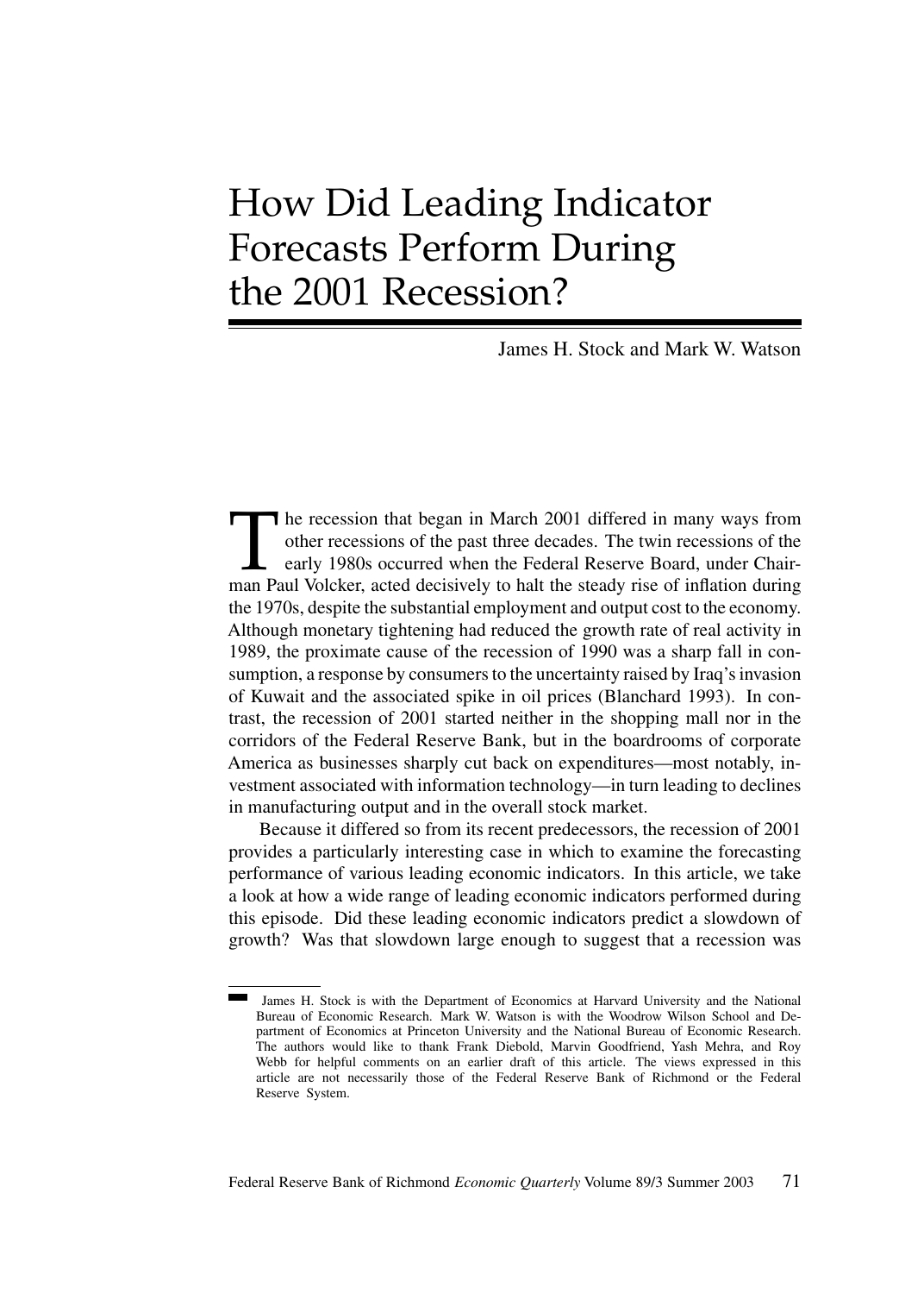# How Did Leading Indicator Forecasts Perform During the 2001 Recession?

James H. Stock and Mark W. Watson

The recession that began in March 2001 differed in many ways from other recessions of the past three decades. The twin recessions of the early 1980s occurred when the Federal Reserve Board, under Chairman Paul Volcker, acted decisively to halt the steady rise of inflation during the 1970s, despite the substantial employment and output cost to the economy. Although monetary tightening had reduced the growth rate of real activity in 1989, the proximate cause of the recession of 1990 was a sharp fall in consumption, a response by consumers to the uncertainty raised by Iraq's invasion of Kuwait and the associated spike in oil prices (Blanchard 1993). In contrast, the recession of 2001 started neither in the shopping mall nor in the corridors of the Federal Reserve Bank, but in the boardrooms of corporate America as businesses sharply cut back on expenditures—most notably, investment associated with information technology—in turn leading to declines in manufacturing output and in the overall stock market.

Because it differed so from its recent predecessors, the recession of 2001 provides a particularly interesting case in which to examine the forecasting performance of various leading economic indicators. In this article, we take a look at how a wide range of leading economic indicators performed during this episode. Did these leading economic indicators predict a slowdown of growth? Was that slowdown large enough to suggest that a recession was

---

James H. Stock is with the Department of Economics at Harvard University and the National Bureau of Economic Research. Mark W. Watson is with the Woodrow Wilson School and Department of Economics at Princeton University and the National Bureau of Economic Research. The authors would like to thank Frank Diebold, Marvin Goodfriend, Yash Mehra, and Roy Webb for helpful comments on an earlier draft of this article. The views expressed in this article are not necessarily those of the Federal Reserve Bank of Richmond or the Federal Reserve System.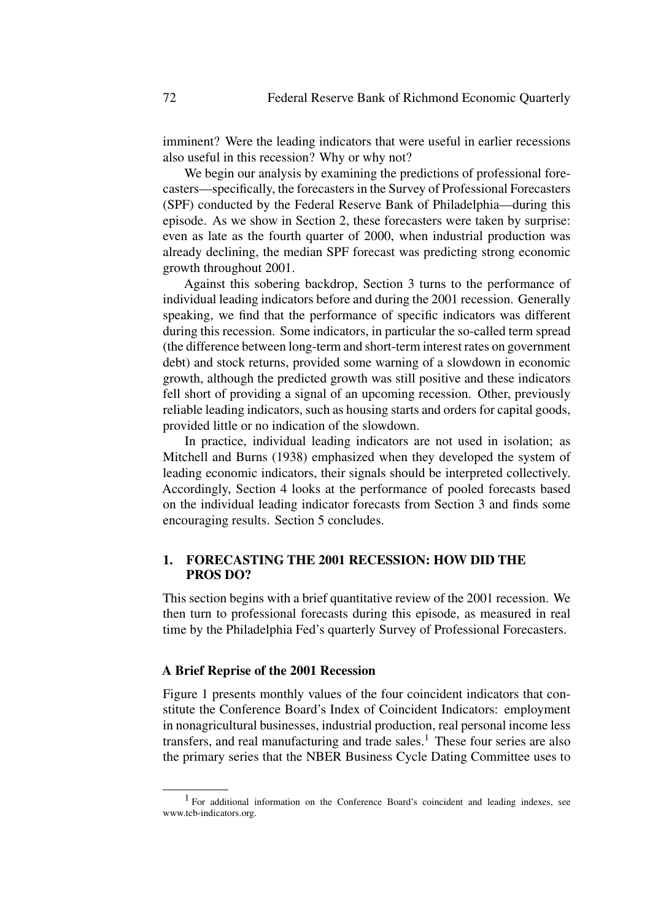imminent? Were the leading indicators that were useful in earlier recessions also useful in this recession? Why or why not?

We begin our analysis by examining the predictions of professional forecasters—specifically, the forecasters in the Survey of Professional Forecasters (SPF) conducted by the Federal Reserve Bank of Philadelphia—during this episode. As we show in Section 2, these forecasters were taken by surprise: even as late as the fourth quarter of 2000, when industrial production was already declining, the median SPF forecast was predicting strong economic growth throughout 2001.

Against this sobering backdrop, Section 3 turns to the performance of individual leading indicators before and during the 2001 recession. Generally speaking, we find that the performance of specific indicators was different during this recession. Some indicators, in particular the so-called term spread (the difference between long-term and short-term interest rates on government debt) and stock returns, provided some warning of a slowdown in economic growth, although the predicted growth was still positive and these indicators fell short of providing a signal of an upcoming recession. Other, previously reliable leading indicators, such as housing starts and orders for capital goods, provided little or no indication of the slowdown.

In practice, individual leading indicators are not used in isolation; as Mitchell and Burns (1938) emphasized when they developed the system of leading economic indicators, their signals should be interpreted collectively. Accordingly, Section 4 looks at the performance of pooled forecasts based on the individual leading indicator forecasts from Section 3 and finds some encouraging results. Section 5 concludes.

## 1. FORECASTING THE 2001 RECESSION: HOW DID THE PROS DO?

This section begins with a brief quantitative review of the 2001 recession. We then turn to professional forecasts during this episode, as measured in real time by the Philadelphia Fed's quarterly Survey of Professional Forecasters.

### A Brief Reprise of the 2001 Recession

Figure 1 presents monthly values of the four coincident indicators that constitute the Conference Board's Index of Coincident Indicators: employment in nonagricultural businesses, industrial production, real personal income less transfers, and real manufacturing and trade sales.[1] These four series are also the primary series that the NBER Business Cycle Dating Committee uses to

[1] For additional information on the Conference Board's coincident and leading indexes, see www.tcb-indicators.org.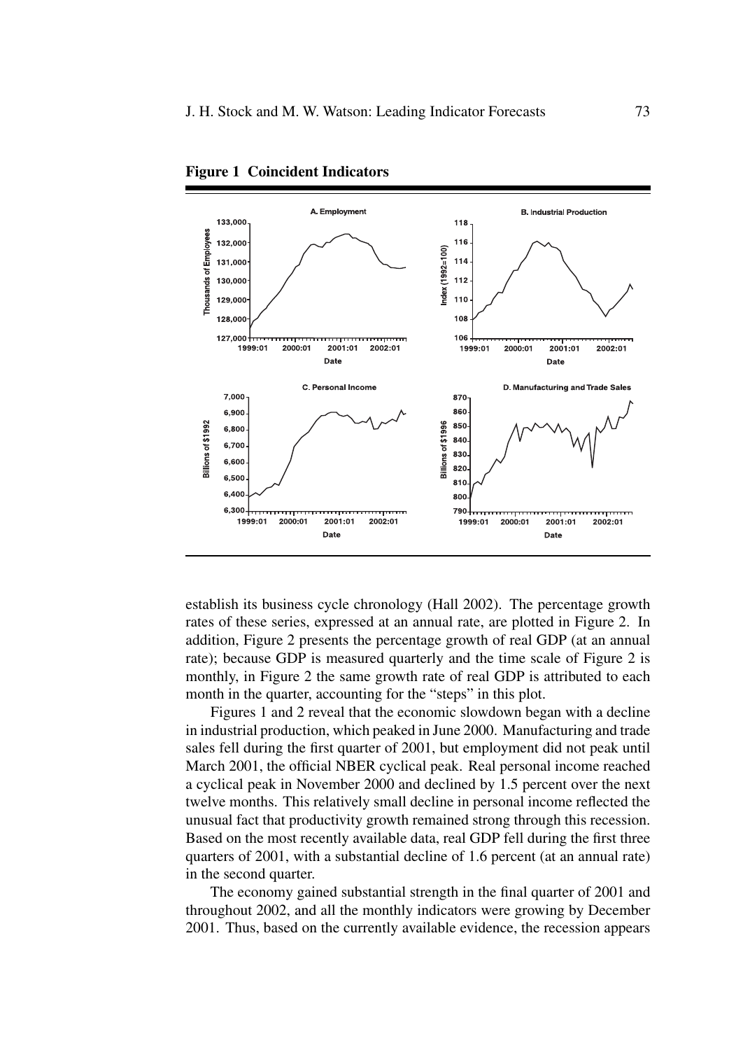**Figure 1 Coincident Indicators**

establish its business cycle chronology (Hall 2002). The percentage growth rates of these series, expressed at an annual rate, are plotted in Figure 2. In addition, Figure 2 presents the percentage growth of real GDP (at an annual rate); because GDP is measured quarterly and the time scale of Figure 2 is monthly, in Figure 2 the same growth rate of real GDP is attributed to each month in the quarter, accounting for the "steps" in this plot.

Figures 1 and 2 reveal that the economic slowdown began with a decline in industrial production, which peaked in June 2000. Manufacturing and trade sales fell during the first quarter of 2001, but employment did not peak until March 2001, the official NBER cyclical peak. Real personal income reached a cyclical peak in November 2000 and declined by 1.5 percent over the next twelve months. This relatively small decline in personal income reflected the unusual fact that productivity growth remained strong through this recession. Based on the most recently available data, real GDP fell during the first three quarters of 2001, with a substantial decline of 1.6 percent (at an annual rate) in the second quarter.

The economy gained substantial strength in the final quarter of 2001 and throughout 2002, and all the monthly indicators were growing by December 2001. Thus, based on the currently available evidence, the recession appears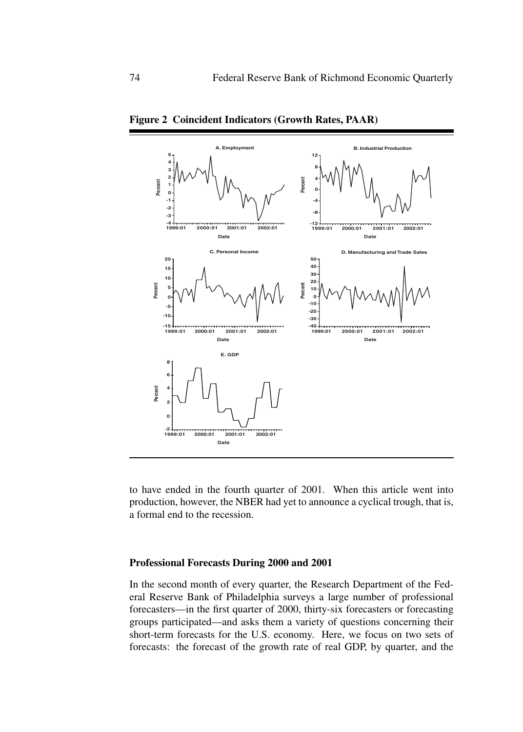**Figure 2 Coincident Indicators (Growth Rates, PAAR)**

to have ended in the fourth quarter of 2001. When this article went into production, however, the NBER had yet to announce a cyclical trough, that is, a formal end to the recession.

### Professional Forecasts During 2000 and 2001

In the second month of every quarter, the Research Department of the Federal Reserve Bank of Philadelphia surveys a large number of professional forecasters—in the first quarter of 2000, thirty-six forecasters or forecasting groups participated—and asks them a variety of questions concerning their short-term forecasts for the U.S. economy. Here, we focus on two sets of forecasts: the forecast of the growth rate of real GDP, by quarter, and the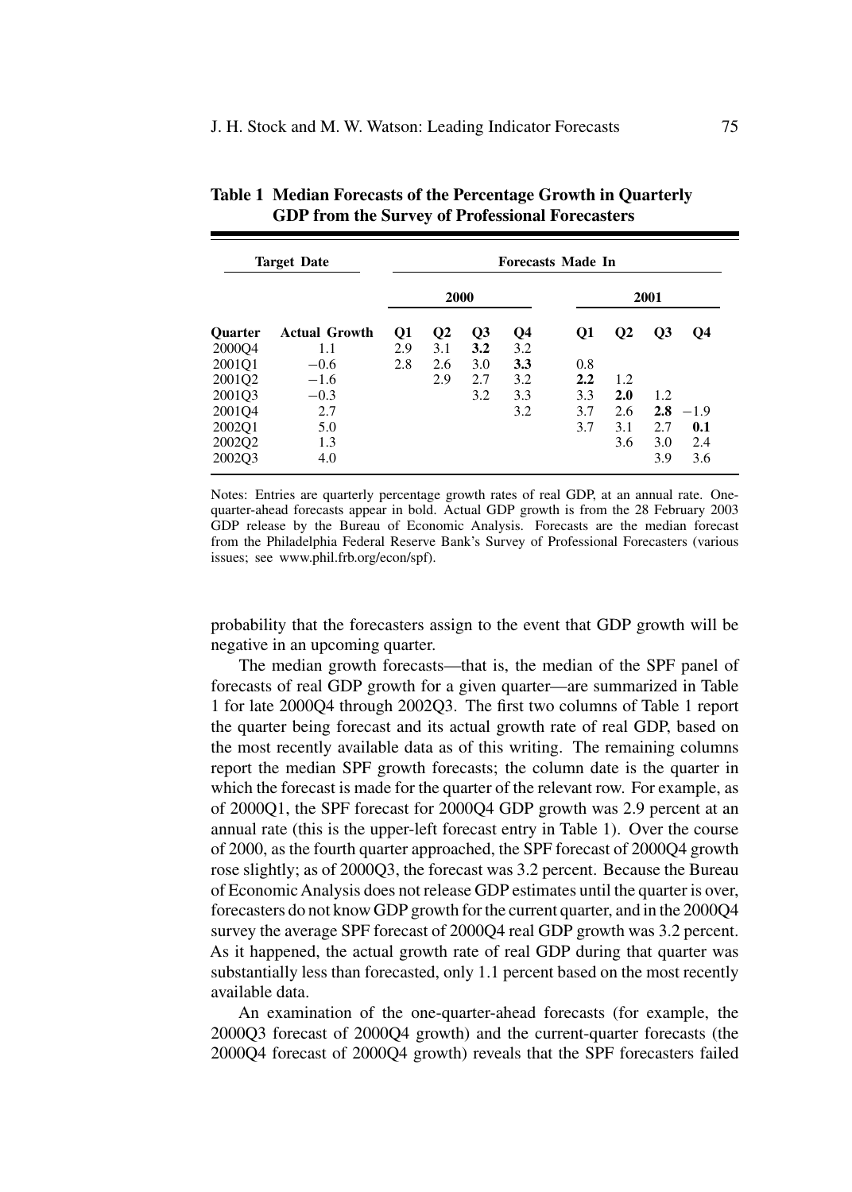**Table 1 Median Forecasts of the Percentage Growth in Quarterly GDP from the Survey of Professional Forecasters**

| Target Date | | Forecasts Made In | | | | | | | |
|---|---|---|---|---|---|---|---|---|---|
| | | 2000 | | | | 2001 | | | |
| Quarter | Actual Growth | Q1 | Q2 | Q3 | Q4 | Q1 | Q2 | Q3 | Q4 |
| 2000Q4 | 1.1 | 2.9 | 3.1 | **3.2** | 3.2 | | | | |
| 2001Q1 | −0.6 | 2.8 | 2.6 | 3.0 | **3.3** | 0.8 | | | |
| 2001Q2 | −1.6 | | 2.9 | 2.7 | 3.2 | **2.2** | 1.2 | | |
| 2001Q3 | −0.3 | | | 3.2 | 3.3 | 3.3 | **2.0** | 1.2 | |
| 2001Q4 | 2.7 | | | | 3.2 | 3.7 | 2.6 | **2.8** | −1.9 |
| 2002Q1 | 5.0 | | | | | 3.7 | 3.1 | 2.7 | **0.1** |
| 2002Q2 | 1.3 | | | | | | 3.6 | 3.0 | 2.4 |
| 2002Q3 | 4.0 | | | | | | | 3.9 | 3.6 |

Notes: Entries are quarterly percentage growth rates of real GDP, at an annual rate. One-quarter-ahead forecasts appear in bold. Actual GDP growth is from the 28 February 2003 GDP release by the Bureau of Economic Analysis. Forecasts are the median forecast from the Philadelphia Federal Reserve Bank's Survey of Professional Forecasters (various issues; see www.phil.frb.org/econ/spf).

probability that the forecasters assign to the event that GDP growth will be negative in an upcoming quarter.

The median growth forecasts—that is, the median of the SPF panel of forecasts of real GDP growth for a given quarter—are summarized in Table 1 for late 2000Q4 through 2002Q3. The first two columns of Table 1 report the quarter being forecast and its actual growth rate of real GDP, based on the most recently available data as of this writing. The remaining columns report the median SPF growth forecasts; the column date is the quarter in which the forecast is made for the quarter of the relevant row. For example, as of 2000Q1, the SPF forecast for 2000Q4 GDP growth was 2.9 percent at an annual rate (this is the upper-left forecast entry in Table 1). Over the course of 2000, as the fourth quarter approached, the SPF forecast of 2000Q4 growth rose slightly; as of 2000Q3, the forecast was 3.2 percent. Because the Bureau of Economic Analysis does not release GDP estimates until the quarter is over, forecasters do not know GDP growth for the current quarter, and in the 2000Q4 survey the average SPF forecast of 2000Q4 real GDP growth was 3.2 percent. As it happened, the actual growth rate of real GDP during that quarter was substantially less than forecasted, only 1.1 percent based on the most recently available data.

An examination of the one-quarter-ahead forecasts (for example, the 2000Q3 forecast of 2000Q4 growth) and the current-quarter forecasts (the 2000Q4 forecast of 2000Q4 growth) reveals that the SPF forecasters failed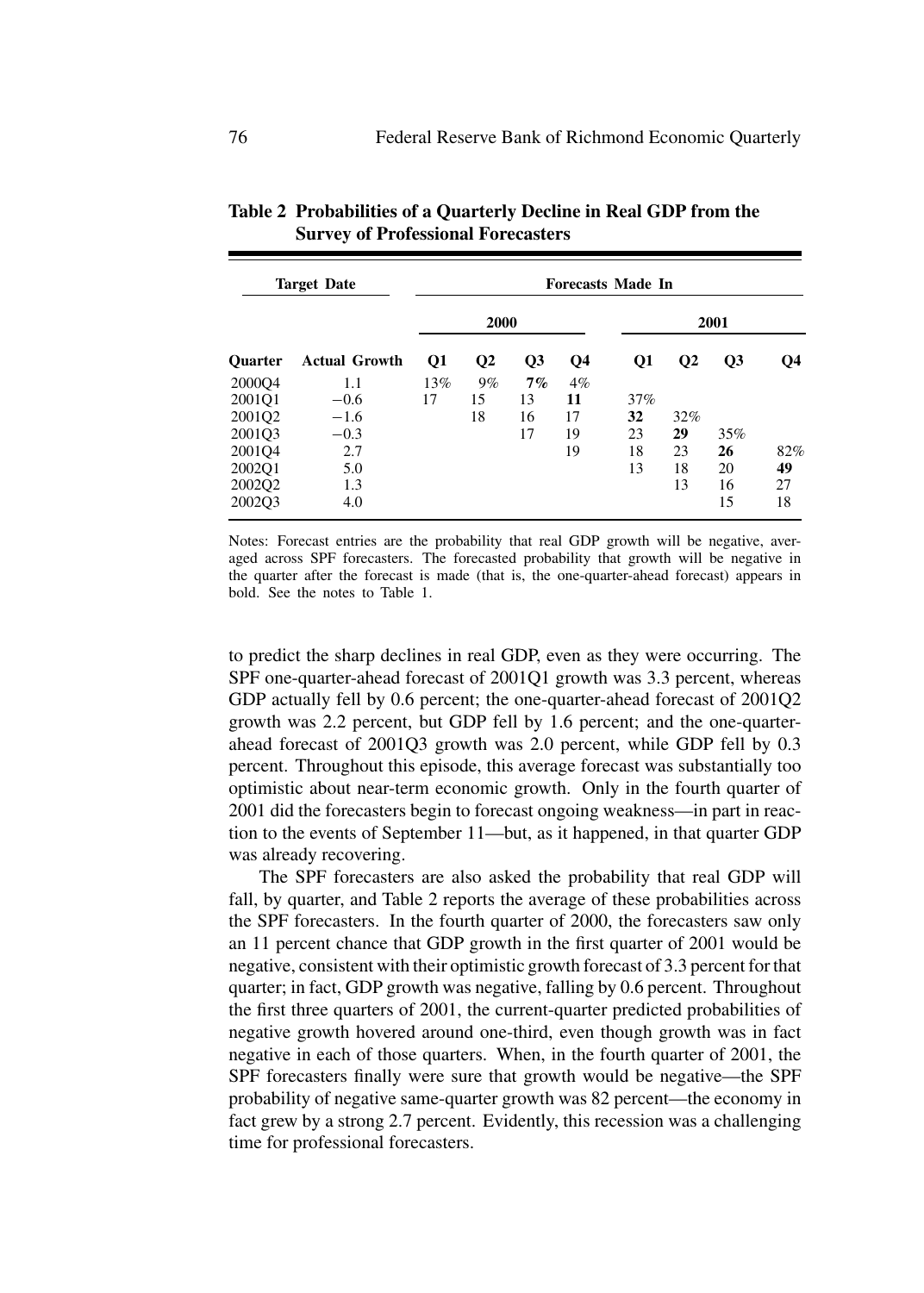**Table 2 Probabilities of a Quarterly Decline in Real GDP from the Survey of Professional Forecasters**

| Target Date | | Forecasts Made In | | | | | | | |
|---|---|---|---|---|---|---|---|---|---|
| | | 2000 | | | | 2001 | | | |
| Quarter | Actual Growth | Q1 | Q2 | Q3 | Q4 | Q1 | Q2 | Q3 | Q4 |
| 2000Q4 | 1.1 | 13% | 9% | **7%** | 4% | | | | |
| 2001Q1 | −0.6 | 17 | 15 | 13 | **11** | 37% | | | |
| 2001Q2 | −1.6 | | 18 | 16 | 17 | **32** | 32% | | |
| 2001Q3 | −0.3 | | | 17 | 19 | 23 | **29** | 35% | |
| 2001Q4 | 2.7 | | | | 19 | 18 | 23 | **26** | 82% |
| 2002Q1 | 5.0 | | | | | 13 | 18 | 20 | **49** |
| 2002Q2 | 1.3 | | | | | | 13 | 16 | 27 |
| 2002Q3 | 4.0 | | | | | | | 15 | 18 |

Notes: Forecast entries are the probability that real GDP growth will be negative, averaged across SPF forecasters. The forecasted probability that growth will be negative in the quarter after the forecast is made (that is, the one-quarter-ahead forecast) appears in bold. See the notes to Table 1.

to predict the sharp declines in real GDP, even as they were occurring. The SPF one-quarter-ahead forecast of 2001Q1 growth was 3.3 percent, whereas GDP actually fell by 0.6 percent; the one-quarter-ahead forecast of 2001Q2 growth was 2.2 percent, but GDP fell by 1.6 percent; and the one-quarter-ahead forecast of 2001Q3 growth was 2.0 percent, while GDP fell by 0.3 percent. Throughout this episode, this average forecast was substantially too optimistic about near-term economic growth. Only in the fourth quarter of 2001 did the forecasters begin to forecast ongoing weakness—in part in reaction to the events of September 11—but, as it happened, in that quarter GDP was already recovering.

The SPF forecasters are also asked the probability that real GDP will fall, by quarter, and Table 2 reports the average of these probabilities across the SPF forecasters. In the fourth quarter of 2000, the forecasters saw only an 11 percent chance that GDP growth in the first quarter of 2001 would be negative, consistent with their optimistic growth forecast of 3.3 percent for that quarter; in fact, GDP growth was negative, falling by 0.6 percent. Throughout the first three quarters of 2001, the current-quarter predicted probabilities of negative growth hovered around one-third, even though growth was in fact negative in each of those quarters. When, in the fourth quarter of 2001, the SPF forecasters finally were sure that growth would be negative—the SPF probability of negative same-quarter growth was 82 percent—the economy in fact grew by a strong 2.7 percent. Evidently, this recession was a challenging time for professional forecasters.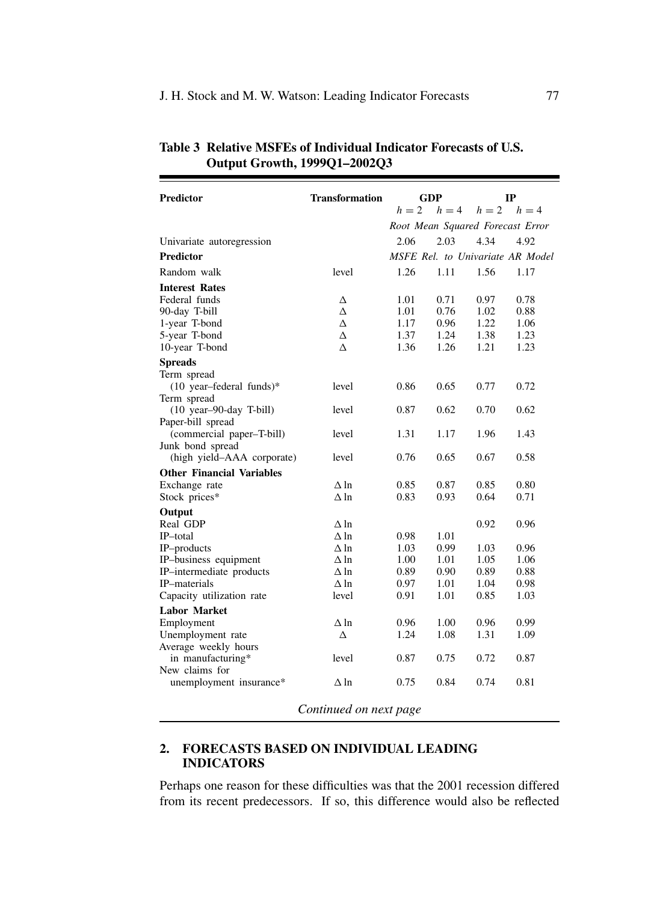**Table 3 Relative MSFEs of Individual Indicator Forecasts of U.S. Output Growth, 1999Q1–2002Q3**

| Predictor | Transformation | GDP | | IP | |
|---|---|---|---|---|---|
| | | $h = 2$ | $h = 4$ | $h = 2$ | $h = 4$ |
| | | *Root Mean Squared Forecast Error* | | | |
| Univariate autoregression | | 2.06 | 2.03 | 4.34 | 4.92 |
| **Predictor** | | *MSFE Rel. to Univariate AR Model* | | | |
| Random walk | level | 1.26 | 1.11 | 1.56 | 1.17 |
| **Interest Rates** | | | | | |
| Federal funds | Δ | 1.01 | 0.71 | 0.97 | 0.78 |
| 90-day T-bill | Δ | 1.01 | 0.76 | 1.02 | 0.88 |
| 1-year T-bond | Δ | 1.17 | 0.96 | 1.22 | 1.06 |
| 5-year T-bond | Δ | 1.37 | 1.24 | 1.38 | 1.23 |
| 10-year T-bond | Δ | 1.36 | 1.26 | 1.21 | 1.23 |
| **Spreads** | | | | | |
| Term spread (10 year–federal funds)* | level | 0.86 | 0.65 | 0.77 | 0.72 |
| Term spread (10 year–90-day T-bill) | level | 0.87 | 0.62 | 0.70 | 0.62 |
| Paper-bill spread (commercial paper–T-bill) | level | 1.31 | 1.17 | 1.96 | 1.43 |
| Junk bond spread (high yield–AAA corporate) | level | 0.76 | 0.65 | 0.67 | 0.58 |
| **Other Financial Variables** | | | | | |
| Exchange rate | Δ ln | 0.85 | 0.87 | 0.85 | 0.80 |
| Stock prices* | Δ ln | 0.83 | 0.93 | 0.64 | 0.71 |
| **Output** | | | | | |
| Real GDP | Δ ln | | | 0.92 | 0.96 |
| IP–total | Δ ln | 0.98 | 1.01 | | |
| IP–products | Δ ln | 1.03 | 0.99 | 1.03 | 0.96 |
| IP–business equipment | Δ ln | 1.00 | 1.01 | 1.05 | 1.06 |
| IP–intermediate products | Δ ln | 0.89 | 0.90 | 0.89 | 0.88 |
| IP–materials | Δ ln | 0.97 | 1.01 | 1.04 | 0.98 |
| Capacity utilization rate | level | 0.91 | 1.01 | 0.85 | 1.03 |
| **Labor Market** | | | | | |
| Employment | Δ ln | 0.96 | 1.00 | 0.96 | 0.99 |
| Unemployment rate | Δ | 1.24 | 1.08 | 1.31 | 1.09 |
| Average weekly hours in manufacturing* | level | 0.87 | 0.75 | 0.72 | 0.87 |
| New claims for unemployment insurance* | Δ ln | 0.75 | 0.84 | 0.74 | 0.81 |

*Continued on next page*

## 2. FORECASTS BASED ON INDIVIDUAL LEADING INDICATORS

Perhaps one reason for these difficulties was that the 2001 recession differed from its recent predecessors. If so, this difference would also be reflected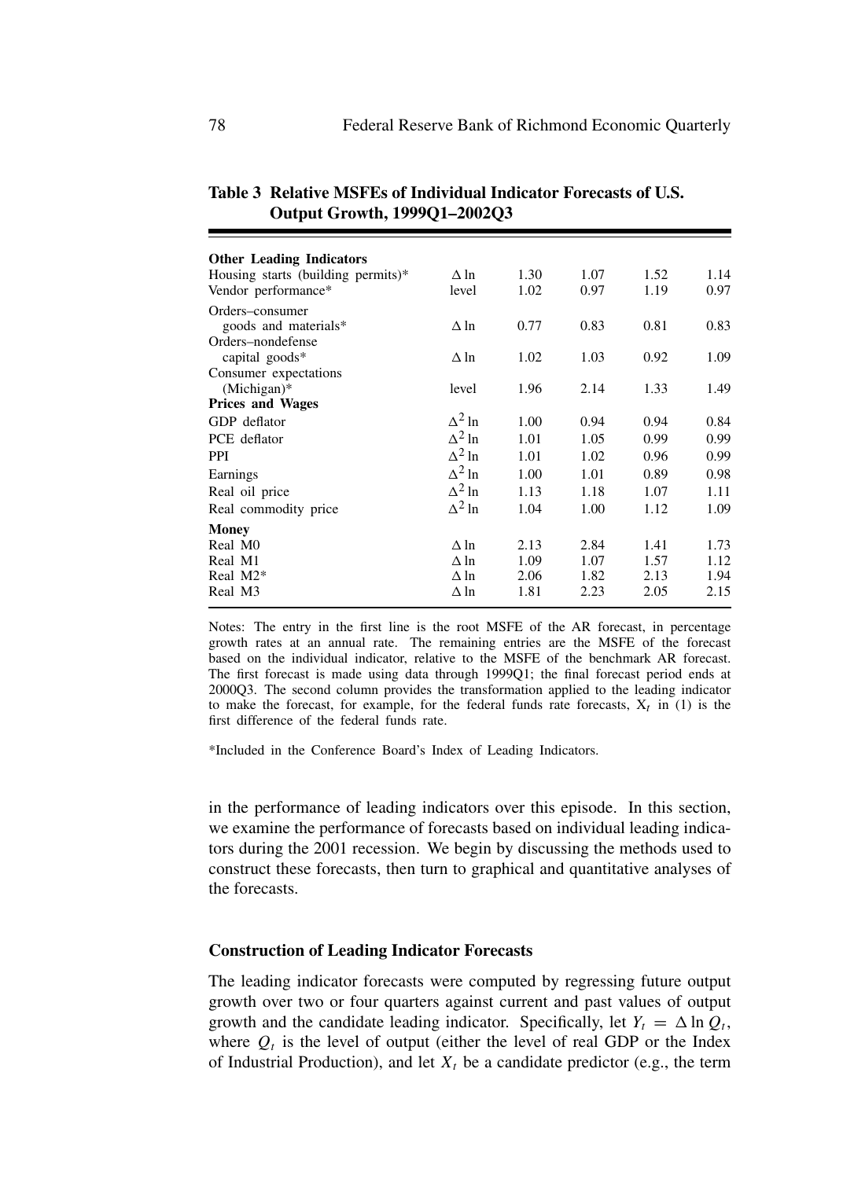**Table 3 Relative MSFEs of Individual Indicator Forecasts of U.S. Output Growth, 1999Q1–2002Q3**

| | | | | | |
|---|---|---|---|---|---|
| **Other Leading Indicators** | | | | | |
| Housing starts (building permits)* | $\Delta$ ln | 1.30 | 1.07 | 1.52 | 1.14 |
| Vendor performance* | level | 1.02 | 0.97 | 1.19 | 0.97 |
| Orders–consumer goods and materials* | $\Delta$ ln | 0.77 | 0.83 | 0.81 | 0.83 |
| Orders–nondefense capital goods* | $\Delta$ ln | 1.02 | 1.03 | 0.92 | 1.09 |
| Consumer expectations (Michigan)* | level | 1.96 | 2.14 | 1.33 | 1.49 |
| **Prices and Wages** | | | | | |
| GDP deflator | $\Delta^2$ ln | 1.00 | 0.94 | 0.94 | 0.84 |
| PCE deflator | $\Delta^2$ ln | 1.01 | 1.05 | 0.99 | 0.99 |
| PPI | $\Delta^2$ ln | 1.01 | 1.02 | 0.96 | 0.99 |
| Earnings | $\Delta^2$ ln | 1.00 | 1.01 | 0.89 | 0.98 |
| Real oil price | $\Delta^2$ ln | 1.13 | 1.18 | 1.07 | 1.11 |
| Real commodity price | $\Delta^2$ ln | 1.04 | 1.00 | 1.12 | 1.09 |
| **Money** | | | | | |
| Real M0 | $\Delta$ ln | 2.13 | 2.84 | 1.41 | 1.73 |
| Real M1 | $\Delta$ ln | 1.09 | 1.07 | 1.57 | 1.12 |
| Real M2* | $\Delta$ ln | 2.06 | 1.82 | 2.13 | 1.94 |
| Real M3 | $\Delta$ ln | 1.81 | 2.23 | 2.05 | 2.15 |

Notes: The entry in the first line is the root MSFE of the AR forecast, in percentage growth rates at an annual rate. The remaining entries are the MSFE of the forecast based on the individual indicator, relative to the MSFE of the benchmark AR forecast. The first forecast is made using data through 1999Q1; the final forecast period ends at 2000Q3. The second column provides the transformation applied to the leading indicator to make the forecast, for example, for the federal funds rate forecasts, $X_t$ in (1) is the first difference of the federal funds rate.

*Included in the Conference Board's Index of Leading Indicators.

in the performance of leading indicators over this episode. In this section, we examine the performance of forecasts based on individual leading indicators during the 2001 recession. We begin by discussing the methods used to construct these forecasts, then turn to graphical and quantitative analyses of the forecasts.

### Construction of Leading Indicator Forecasts

The leading indicator forecasts were computed by regressing future output growth over two or four quarters against current and past values of output growth and the candidate leading indicator. Specifically, let $Y_t = \Delta \ln Q_t$, where $Q_t$ is the level of output (either the level of real GDP or the Index of Industrial Production), and let $X_t$ be a candidate predictor (e.g., the term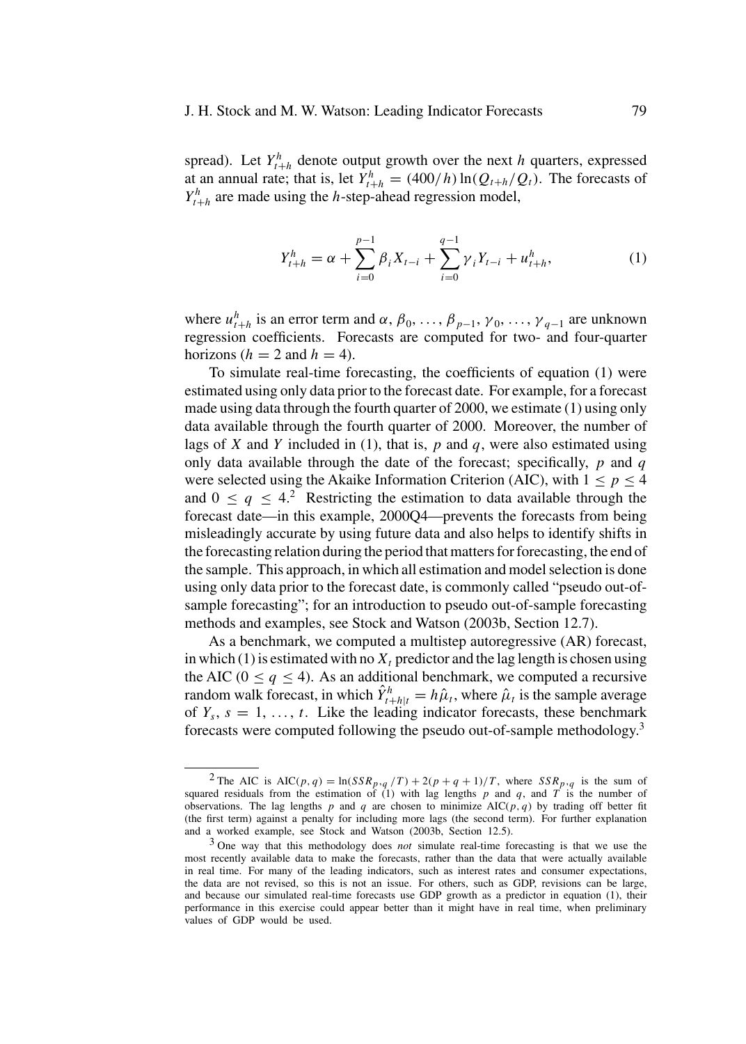spread). Let $Y^h_{t+h}$ denote output growth over the next $h$ quarters, expressed at an annual rate; that is, let $Y^h_{t+h} = (400/h)\ln(Q_{t+h}/Q_t)$. The forecasts of $Y^h_{t+h}$ are made using the $h$-step-ahead regression model,

$$Y^h_{t+h} = \alpha + \sum_{i=0}^{p-1} \beta_i X_{t-i} + \sum_{i=0}^{q-1} \gamma_i Y_{t-i} + u^h_{t+h}, \tag{1}$$

where $u^h_{t+h}$ is an error term and $\alpha, \beta_0, \ldots, \beta_{p-1}, \gamma_0, \ldots, \gamma_{q-1}$ are unknown regression coefficients. Forecasts are computed for two- and four-quarter horizons ($h = 2$ and $h = 4$).

To simulate real-time forecasting, the coefficients of equation (1) were estimated using only data prior to the forecast date. For example, for a forecast made using data through the fourth quarter of 2000, we estimate (1) using only data available through the fourth quarter of 2000. Moreover, the number of lags of $X$ and $Y$ included in (1), that is, $p$ and $q$, were also estimated using only data available through the date of the forecast; specifically, $p$ and $q$ were selected using the Akaike Information Criterion (AIC), with $1 \leq p \leq 4$ and $0 \leq q \leq 4$.[2] Restricting the estimation to data available through the forecast date—in this example, 2000Q4—prevents the forecasts from being misleadingly accurate by using future data and also helps to identify shifts in the forecasting relation during the period that matters for forecasting, the end of the sample. This approach, in which all estimation and model selection is done using only data prior to the forecast date, is commonly called "pseudo out-of-sample forecasting"; for an introduction to pseudo out-of-sample forecasting methods and examples, see Stock and Watson (2003b, Section 12.7).

As a benchmark, we computed a multistep autoregressive (AR) forecast, in which (1) is estimated with no $X_t$ predictor and the lag length is chosen using the AIC ($0 \leq q \leq 4$). As an additional benchmark, we computed a recursive random walk forecast, in which $\hat{Y}^h_{t+h|t} = h\hat{\mu}_t$, where $\hat{\mu}_t$ is the sample average of $Y_s$, $s = 1, \ldots, t$. Like the leading indicator forecasts, these benchmark forecasts were computed following the pseudo out-of-sample methodology.[3]

---

[2] The AIC is $\text{AIC}(p, q) = \ln(SSR_{p,q}/T) + 2(p + q + 1)/T$, where $SSR_{p,q}$ is the sum of squared residuals from the estimation of (1) with lag lengths $p$ and $q$, and $T$ is the number of observations. The lag lengths $p$ and $q$ are chosen to minimize $\text{AIC}(p, q)$ by trading off better fit (the first term) against a penalty for including more lags (the second term). For further explanation and a worked example, see Stock and Watson (2003b, Section 12.5).

[3] One way that this methodology does *not* simulate real-time forecasting is that we use the most recently available data to make the forecasts, rather than the data that were actually available in real time. For many of the leading indicators, such as interest rates and consumer expectations, the data are not revised, so this is not an issue. For others, such as GDP, revisions can be large, and because our simulated real-time forecasts use GDP growth as a predictor in equation (1), their performance in this exercise could appear better than it might have in real time, when preliminary values of GDP would be used.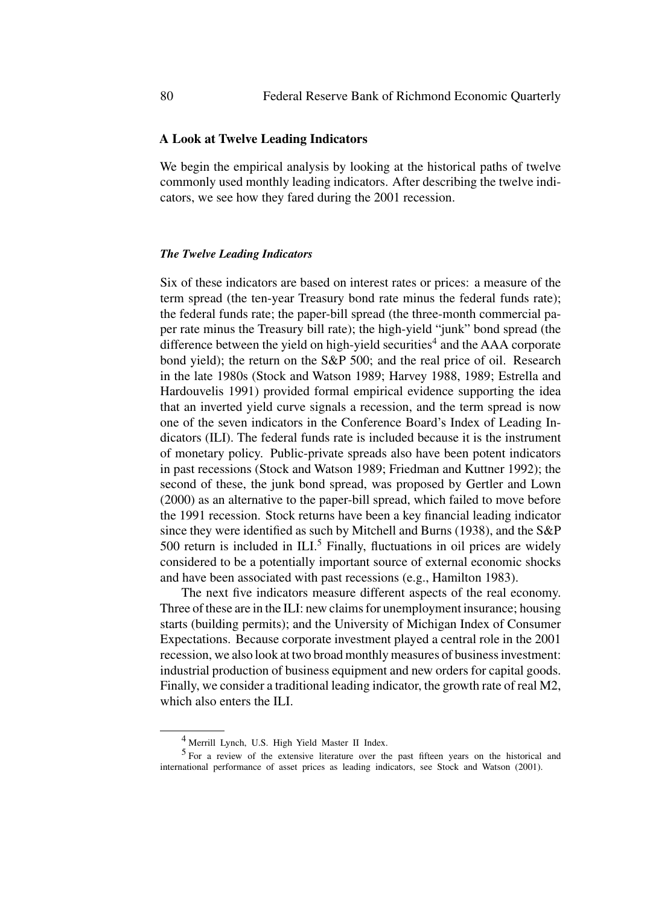## A Look at Twelve Leading Indicators

We begin the empirical analysis by looking at the historical paths of twelve commonly used monthly leading indicators. After describing the twelve indicators, we see how they fared during the 2001 recession.

### *The Twelve Leading Indicators*

Six of these indicators are based on interest rates or prices: a measure of the term spread (the ten-year Treasury bond rate minus the federal funds rate); the federal funds rate; the paper-bill spread (the three-month commercial paper rate minus the Treasury bill rate); the high-yield "junk" bond spread (the difference between the yield on high-yield securities[4] and the AAA corporate bond yield); the return on the S&P 500; and the real price of oil. Research in the late 1980s (Stock and Watson 1989; Harvey 1988, 1989; Estrella and Hardouvelis 1991) provided formal empirical evidence supporting the idea that an inverted yield curve signals a recession, and the term spread is now one of the seven indicators in the Conference Board's Index of Leading Indicators (ILI). The federal funds rate is included because it is the instrument of monetary policy. Public-private spreads also have been potent indicators in past recessions (Stock and Watson 1989; Friedman and Kuttner 1992); the second of these, the junk bond spread, was proposed by Gertler and Lown (2000) as an alternative to the paper-bill spread, which failed to move before the 1991 recession. Stock returns have been a key financial leading indicator since they were identified as such by Mitchell and Burns (1938), and the S&P 500 return is included in ILI.[5] Finally, fluctuations in oil prices are widely considered to be a potentially important source of external economic shocks and have been associated with past recessions (e.g., Hamilton 1983).

The next five indicators measure different aspects of the real economy. Three of these are in the ILI: new claims for unemployment insurance; housing starts (building permits); and the University of Michigan Index of Consumer Expectations. Because corporate investment played a central role in the 2001 recession, we also look at two broad monthly measures of business investment: industrial production of business equipment and new orders for capital goods. Finally, we consider a traditional leading indicator, the growth rate of real M2, which also enters the ILI.

---

[4] Merrill Lynch, U.S. High Yield Master II Index.

[5] For a review of the extensive literature over the past fifteen years on the historical and international performance of asset prices as leading indicators, see Stock and Watson (2001).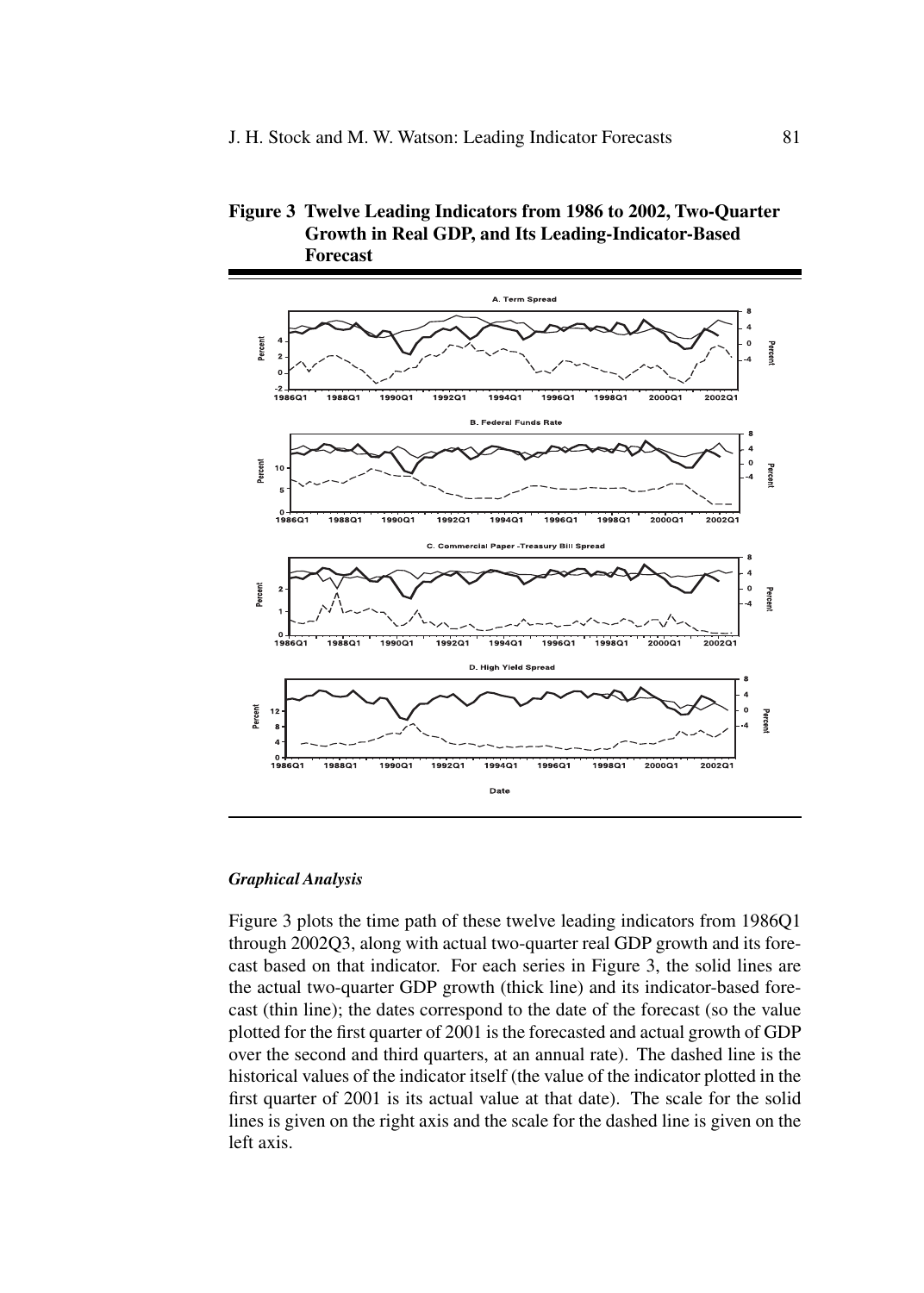**Figure 3 Twelve Leading Indicators from 1986 to 2002, Two-Quarter Growth in Real GDP, and Its Leading-Indicator-Based Forecast**

*Graphical Analysis*

Figure 3 plots the time path of these twelve leading indicators from 1986Q1 through 2002Q3, along with actual two-quarter real GDP growth and its forecast based on that indicator. For each series in Figure 3, the solid lines are the actual two-quarter GDP growth (thick line) and its indicator-based forecast (thin line); the dates correspond to the date of the forecast (so the value plotted for the first quarter of 2001 is the forecasted and actual growth of GDP over the second and third quarters, at an annual rate). The dashed line is the historical values of the indicator itself (the value of the indicator plotted in the first quarter of 2001 is its actual value at that date). The scale for the solid lines is given on the right axis and the scale for the dashed line is given on the left axis.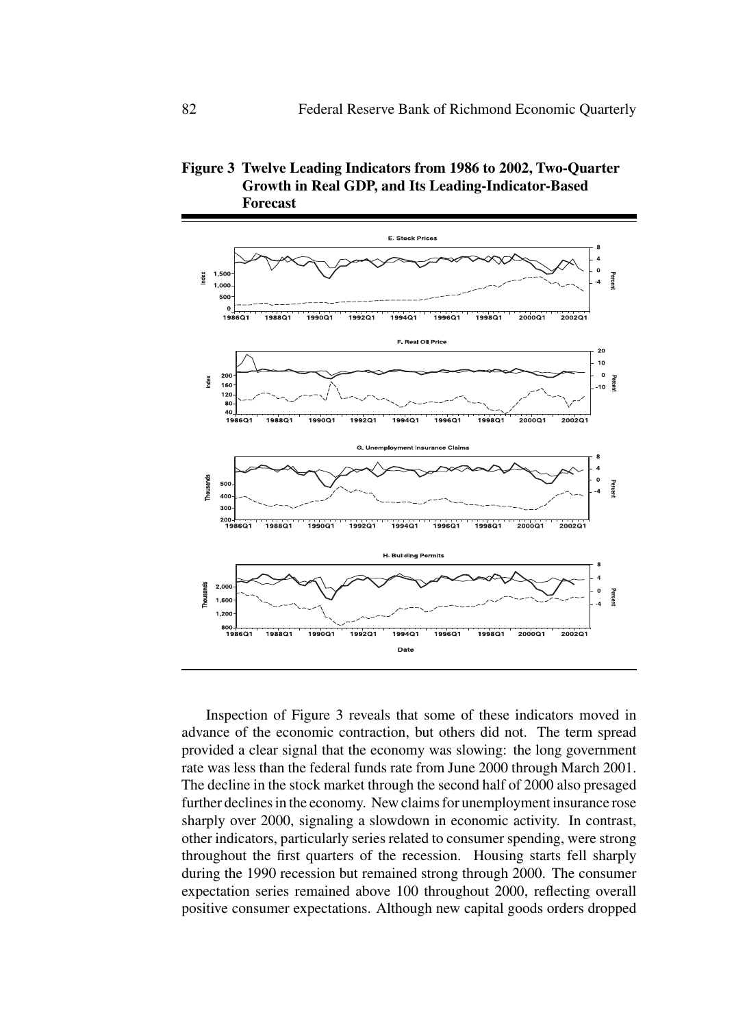**Figure 3 Twelve Leading Indicators from 1986 to 2002, Two-Quarter Growth in Real GDP, and Its Leading-Indicator-Based Forecast**

Inspection of Figure 3 reveals that some of these indicators moved in advance of the economic contraction, but others did not. The term spread provided a clear signal that the economy was slowing: the long government rate was less than the federal funds rate from June 2000 through March 2001. The decline in the stock market through the second half of 2000 also presaged further declines in the economy. New claims for unemployment insurance rose sharply over 2000, signaling a slowdown in economic activity. In contrast, other indicators, particularly series related to consumer spending, were strong throughout the first quarters of the recession. Housing starts fell sharply during the 1990 recession but remained strong through 2000. The consumer expectation series remained above 100 throughout 2000, reflecting overall positive consumer expectations. Although new capital goods orders dropped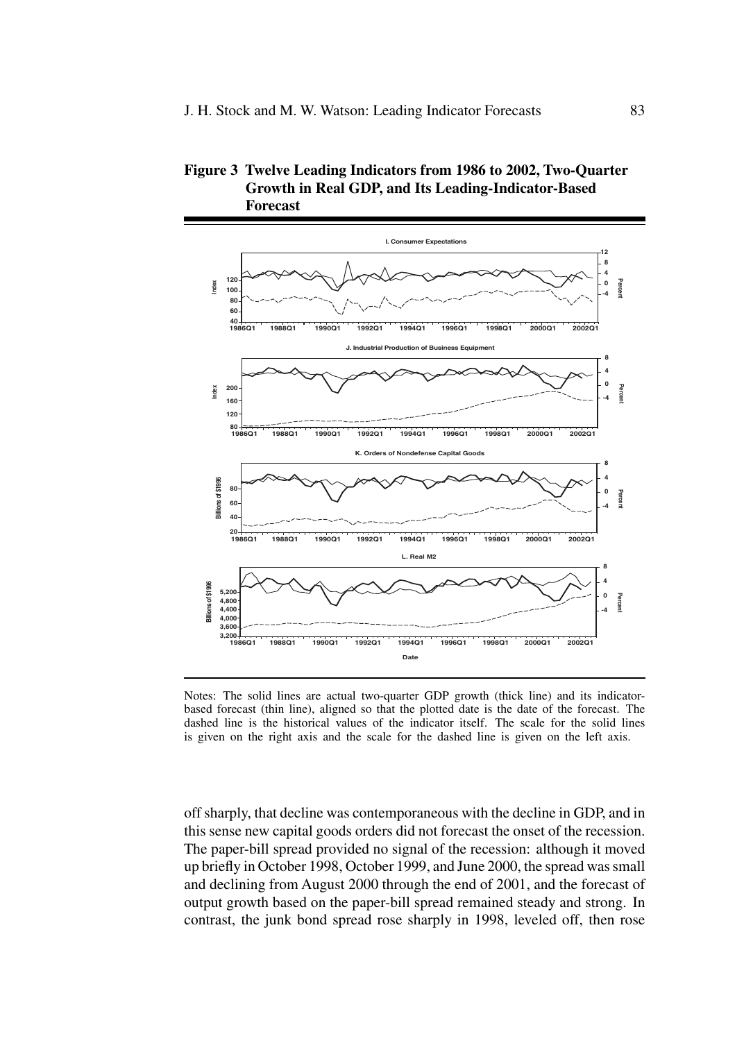**Figure 3 Twelve Leading Indicators from 1986 to 2002, Two-Quarter Growth in Real GDP, and Its Leading-Indicator-Based Forecast**

I. Consumer Expectations

J. Industrial Production of Business Equipment

K. Orders of Nondefense Capital Goods

L. Real M2

Notes: The solid lines are actual two-quarter GDP growth (thick line) and its indicator-based forecast (thin line), aligned so that the plotted date is the date of the forecast. The dashed line is the historical values of the indicator itself. The scale for the solid lines is given on the right axis and the scale for the dashed line is given on the left axis.

off sharply, that decline was contemporaneous with the decline in GDP, and in this sense new capital goods orders did not forecast the onset of the recession. The paper-bill spread provided no signal of the recession: although it moved up briefly in October 1998, October 1999, and June 2000, the spread was small and declining from August 2000 through the end of 2001, and the forecast of output growth based on the paper-bill spread remained steady and strong. In contrast, the junk bond spread rose sharply in 1998, leveled off, then rose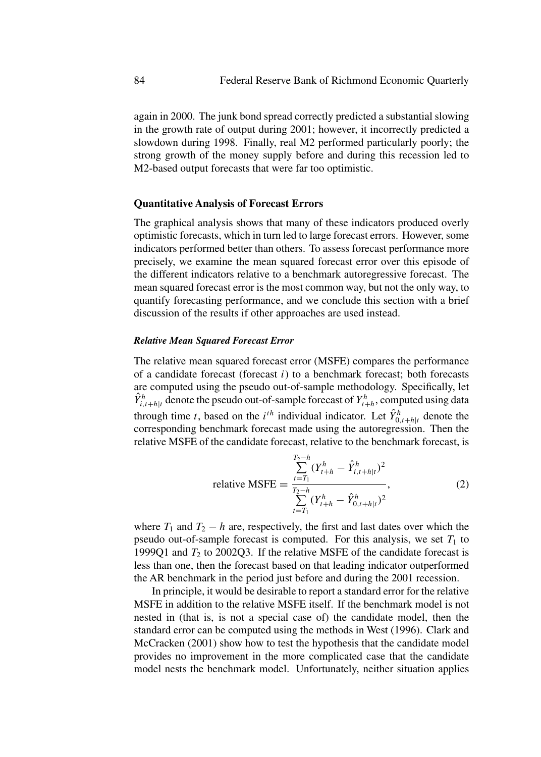again in 2000. The junk bond spread correctly predicted a substantial slowing in the growth rate of output during 2001; however, it incorrectly predicted a slowdown during 1998. Finally, real M2 performed particularly poorly; the strong growth of the money supply before and during this recession led to M2-based output forecasts that were far too optimistic.

### Quantitative Analysis of Forecast Errors

The graphical analysis shows that many of these indicators produced overly optimistic forecasts, which in turn led to large forecast errors. However, some indicators performed better than others. To assess forecast performance more precisely, we examine the mean squared forecast error over this episode of the different indicators relative to a benchmark autoregressive forecast. The mean squared forecast error is the most common way, but not the only way, to quantify forecasting performance, and we conclude this section with a brief discussion of the results if other approaches are used instead.

#### *Relative Mean Squared Forecast Error*

The relative mean squared forecast error (MSFE) compares the performance of a candidate forecast (forecast $i$) to a benchmark forecast; both forecasts are computed using the pseudo out-of-sample methodology. Specifically, let $\hat{Y}^h_{i,t+h|t}$ denote the pseudo out-of-sample forecast of $Y^h_{t+h}$, computed using data through time $t$, based on the $i^{th}$ individual indicator. Let $\hat{Y}^h_{0,t+h|t}$ denote the corresponding benchmark forecast made using the autoregression. Then the relative MSFE of the candidate forecast, relative to the benchmark forecast, is

$$\text{relative MSFE} = \frac{\sum_{t=T_1}^{T_2-h} (Y^h_{t+h} - \hat{Y}^h_{i,t+h|t})^2}{\sum_{t=T_1}^{T_2-h} (Y^h_{t+h} - \hat{Y}^h_{0,t+h|t})^2}, \tag{2}$$

where $T_1$ and $T_2 - h$ are, respectively, the first and last dates over which the pseudo out-of-sample forecast is computed. For this analysis, we set $T_1$ to 1999Q1 and $T_2$ to 2002Q3. If the relative MSFE of the candidate forecast is less than one, then the forecast based on that leading indicator outperformed the AR benchmark in the period just before and during the 2001 recession.

In principle, it would be desirable to report a standard error for the relative MSFE in addition to the relative MSFE itself. If the benchmark model is not nested in (that is, is not a special case of) the candidate model, then the standard error can be computed using the methods in West (1996). Clark and McCracken (2001) show how to test the hypothesis that the candidate model provides no improvement in the more complicated case that the candidate model nests the benchmark model. Unfortunately, neither situation applies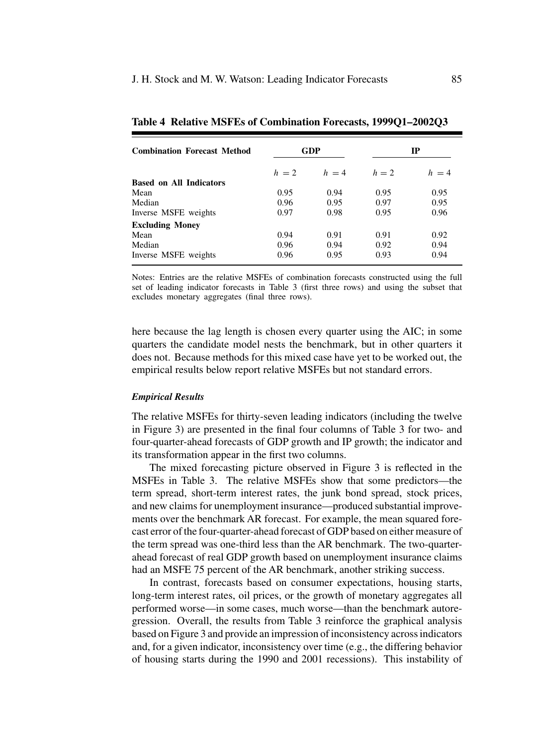**Table 4 Relative MSFEs of Combination Forecasts, 1999Q1–2002Q3**

| Combination Forecast Method | GDP | | IP | |
|---|---|---|---|---|
| | $h = 2$ | $h = 4$ | $h = 2$ | $h = 4$ |
| **Based on All Indicators** | | | | |
| Mean | 0.95 | 0.94 | 0.95 | 0.95 |
| Median | 0.96 | 0.95 | 0.97 | 0.95 |
| Inverse MSFE weights | 0.97 | 0.98 | 0.95 | 0.96 |
| **Excluding Money** | | | | |
| Mean | 0.94 | 0.91 | 0.91 | 0.92 |
| Median | 0.96 | 0.94 | 0.92 | 0.94 |
| Inverse MSFE weights | 0.96 | 0.95 | 0.93 | 0.94 |

Notes: Entries are the relative MSFEs of combination forecasts constructed using the full set of leading indicator forecasts in Table 3 (first three rows) and using the subset that excludes monetary aggregates (final three rows).

here because the lag length is chosen every quarter using the AIC; in some quarters the candidate model nests the benchmark, but in other quarters it does not. Because methods for this mixed case have yet to be worked out, the empirical results below report relative MSFEs but not standard errors.

### *Empirical Results*

The relative MSFEs for thirty-seven leading indicators (including the twelve in Figure 3) are presented in the final four columns of Table 3 for two- and four-quarter-ahead forecasts of GDP growth and IP growth; the indicator and its transformation appear in the first two columns.

The mixed forecasting picture observed in Figure 3 is reflected in the MSFEs in Table 3. The relative MSFEs show that some predictors—the term spread, short-term interest rates, the junk bond spread, stock prices, and new claims for unemployment insurance—produced substantial improvements over the benchmark AR forecast. For example, the mean squared forecast error of the four-quarter-ahead forecast of GDP based on either measure of the term spread was one-third less than the AR benchmark. The two-quarter-ahead forecast of real GDP growth based on unemployment insurance claims had an MSFE 75 percent of the AR benchmark, another striking success.

In contrast, forecasts based on consumer expectations, housing starts, long-term interest rates, oil prices, or the growth of monetary aggregates all performed worse—in some cases, much worse—than the benchmark autoregression. Overall, the results from Table 3 reinforce the graphical analysis based on Figure 3 and provide an impression of inconsistency across indicators and, for a given indicator, inconsistency over time (e.g., the differing behavior of housing starts during the 1990 and 2001 recessions). This instability of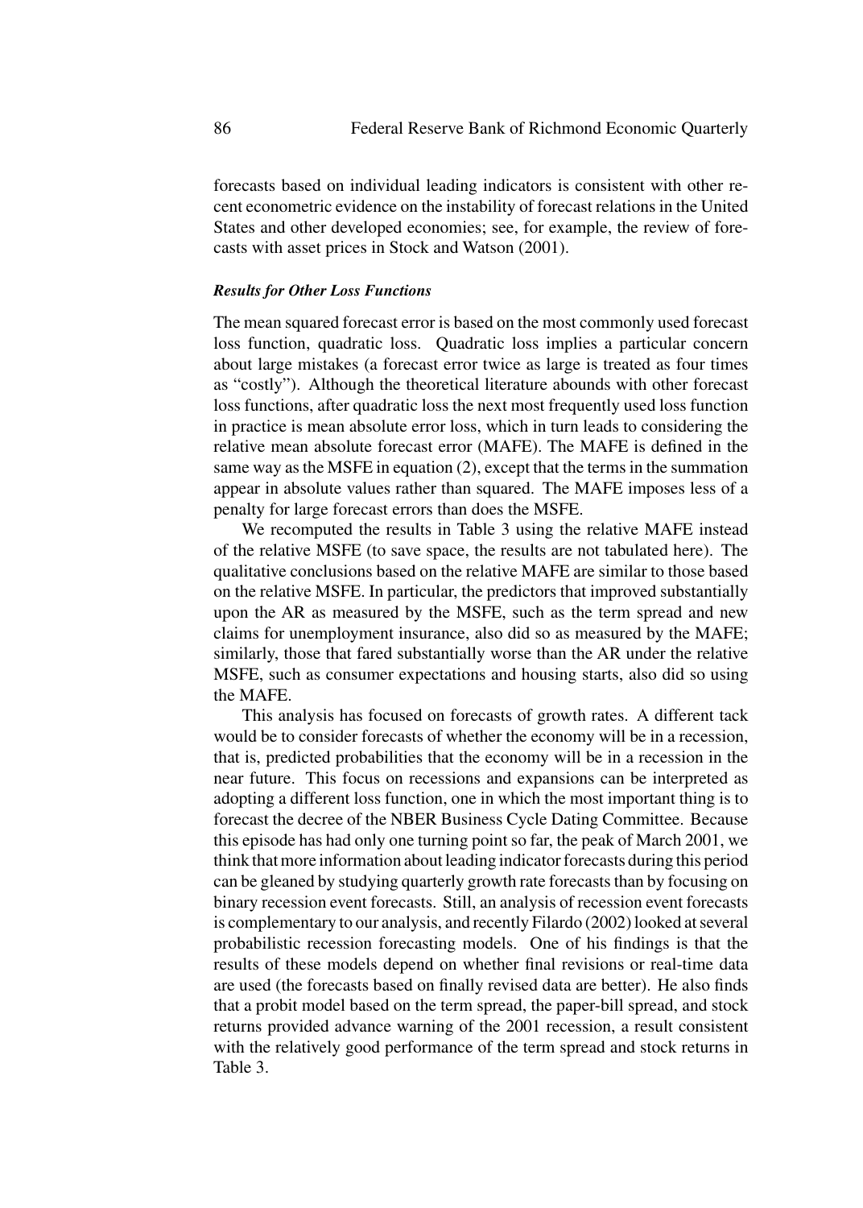forecasts based on individual leading indicators is consistent with other recent econometric evidence on the instability of forecast relations in the United States and other developed economies; see, for example, the review of forecasts with asset prices in Stock and Watson (2001).

### *Results for Other Loss Functions*

The mean squared forecast error is based on the most commonly used forecast loss function, quadratic loss. Quadratic loss implies a particular concern about large mistakes (a forecast error twice as large is treated as four times as "costly"). Although the theoretical literature abounds with other forecast loss functions, after quadratic loss the next most frequently used loss function in practice is mean absolute error loss, which in turn leads to considering the relative mean absolute forecast error (MAFE). The MAFE is defined in the same way as the MSFE in equation (2), except that the terms in the summation appear in absolute values rather than squared. The MAFE imposes less of a penalty for large forecast errors than does the MSFE.

We recomputed the results in Table 3 using the relative MAFE instead of the relative MSFE (to save space, the results are not tabulated here). The qualitative conclusions based on the relative MAFE are similar to those based on the relative MSFE. In particular, the predictors that improved substantially upon the AR as measured by the MSFE, such as the term spread and new claims for unemployment insurance, also did so as measured by the MAFE; similarly, those that fared substantially worse than the AR under the relative MSFE, such as consumer expectations and housing starts, also did so using the MAFE.

This analysis has focused on forecasts of growth rates. A different tack would be to consider forecasts of whether the economy will be in a recession, that is, predicted probabilities that the economy will be in a recession in the near future. This focus on recessions and expansions can be interpreted as adopting a different loss function, one in which the most important thing is to forecast the decree of the NBER Business Cycle Dating Committee. Because this episode has had only one turning point so far, the peak of March 2001, we think that more information about leading indicator forecasts during this period can be gleaned by studying quarterly growth rate forecasts than by focusing on binary recession event forecasts. Still, an analysis of recession event forecasts is complementary to our analysis, and recently Filardo (2002) looked at several probabilistic recession forecasting models. One of his findings is that the results of these models depend on whether final revisions or real-time data are used (the forecasts based on finally revised data are better). He also finds that a probit model based on the term spread, the paper-bill spread, and stock returns provided advance warning of the 2001 recession, a result consistent with the relatively good performance of the term spread and stock returns in Table 3.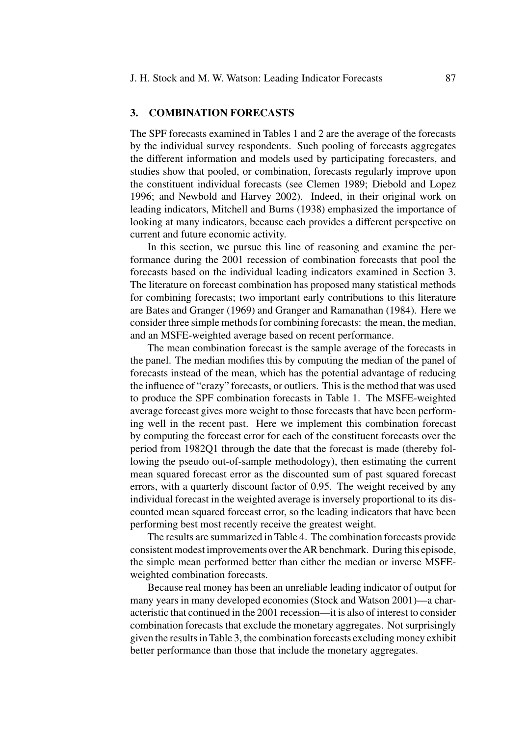## 3. COMBINATION FORECASTS

The SPF forecasts examined in Tables 1 and 2 are the average of the forecasts by the individual survey respondents. Such pooling of forecasts aggregates the different information and models used by participating forecasters, and studies show that pooled, or combination, forecasts regularly improve upon the constituent individual forecasts (see Clemen 1989; Diebold and Lopez 1996; and Newbold and Harvey 2002). Indeed, in their original work on leading indicators, Mitchell and Burns (1938) emphasized the importance of looking at many indicators, because each provides a different perspective on current and future economic activity.

In this section, we pursue this line of reasoning and examine the performance during the 2001 recession of combination forecasts that pool the forecasts based on the individual leading indicators examined in Section 3. The literature on forecast combination has proposed many statistical methods for combining forecasts; two important early contributions to this literature are Bates and Granger (1969) and Granger and Ramanathan (1984). Here we consider three simple methods for combining forecasts: the mean, the median, and an MSFE-weighted average based on recent performance.

The mean combination forecast is the sample average of the forecasts in the panel. The median modifies this by computing the median of the panel of forecasts instead of the mean, which has the potential advantage of reducing the influence of "crazy" forecasts, or outliers. This is the method that was used to produce the SPF combination forecasts in Table 1. The MSFE-weighted average forecast gives more weight to those forecasts that have been performing well in the recent past. Here we implement this combination forecast by computing the forecast error for each of the constituent forecasts over the period from 1982Q1 through the date that the forecast is made (thereby following the pseudo out-of-sample methodology), then estimating the current mean squared forecast error as the discounted sum of past squared forecast errors, with a quarterly discount factor of 0.95. The weight received by any individual forecast in the weighted average is inversely proportional to its discounted mean squared forecast error, so the leading indicators that have been performing best most recently receive the greatest weight.

The results are summarized in Table 4. The combination forecasts provide consistent modest improvements over the AR benchmark. During this episode, the simple mean performed better than either the median or inverse MSFE-weighted combination forecasts.

Because real money has been an unreliable leading indicator of output for many years in many developed economies (Stock and Watson 2001)—a characteristic that continued in the 2001 recession—it is also of interest to consider combination forecasts that exclude the monetary aggregates. Not surprisingly given the results in Table 3, the combination forecasts excluding money exhibit better performance than those that include the monetary aggregates.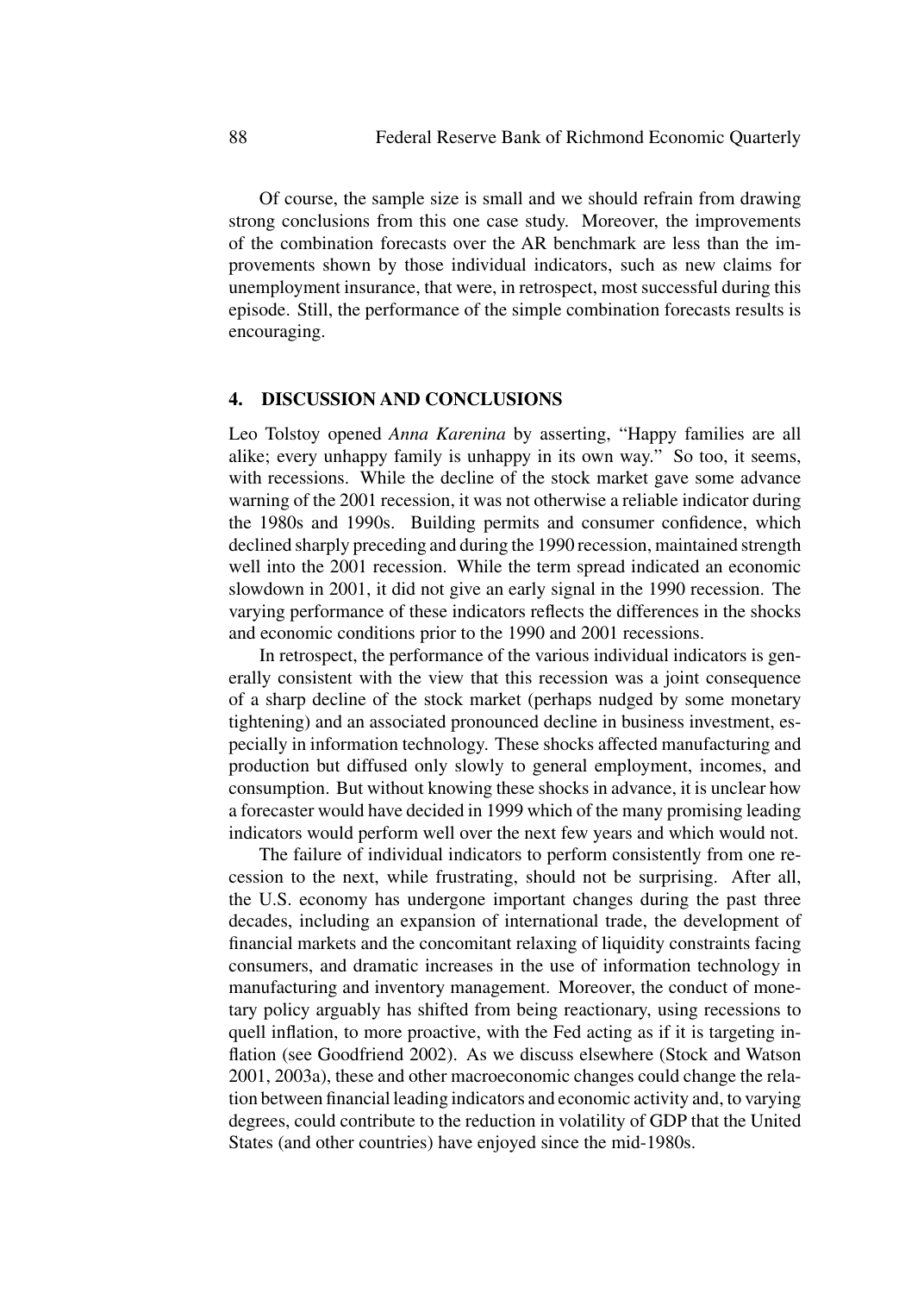Of course, the sample size is small and we should refrain from drawing strong conclusions from this one case study. Moreover, the improvements of the combination forecasts over the AR benchmark are less than the improvements shown by those individual indicators, such as new claims for unemployment insurance, that were, in retrospect, most successful during this episode. Still, the performance of the simple combination forecasts results is encouraging.

## 4. DISCUSSION AND CONCLUSIONS

Leo Tolstoy opened *Anna Karenina* by asserting, "Happy families are all alike; every unhappy family is unhappy in its own way." So too, it seems, with recessions. While the decline of the stock market gave some advance warning of the 2001 recession, it was not otherwise a reliable indicator during the 1980s and 1990s. Building permits and consumer confidence, which declined sharply preceding and during the 1990 recession, maintained strength well into the 2001 recession. While the term spread indicated an economic slowdown in 2001, it did not give an early signal in the 1990 recession. The varying performance of these indicators reflects the differences in the shocks and economic conditions prior to the 1990 and 2001 recessions.

In retrospect, the performance of the various individual indicators is generally consistent with the view that this recession was a joint consequence of a sharp decline of the stock market (perhaps nudged by some monetary tightening) and an associated pronounced decline in business investment, especially in information technology. These shocks affected manufacturing and production but diffused only slowly to general employment, incomes, and consumption. But without knowing these shocks in advance, it is unclear how a forecaster would have decided in 1999 which of the many promising leading indicators would perform well over the next few years and which would not.

The failure of individual indicators to perform consistently from one recession to the next, while frustrating, should not be surprising. After all, the U.S. economy has undergone important changes during the past three decades, including an expansion of international trade, the development of financial markets and the concomitant relaxing of liquidity constraints facing consumers, and dramatic increases in the use of information technology in manufacturing and inventory management. Moreover, the conduct of monetary policy arguably has shifted from being reactionary, using recessions to quell inflation, to more proactive, with the Fed acting as if it is targeting inflation (see Goodfriend 2002). As we discuss elsewhere (Stock and Watson 2001, 2003a), these and other macroeconomic changes could change the relation between financial leading indicators and economic activity and, to varying degrees, could contribute to the reduction in volatility of GDP that the United States (and other countries) have enjoyed since the mid-1980s.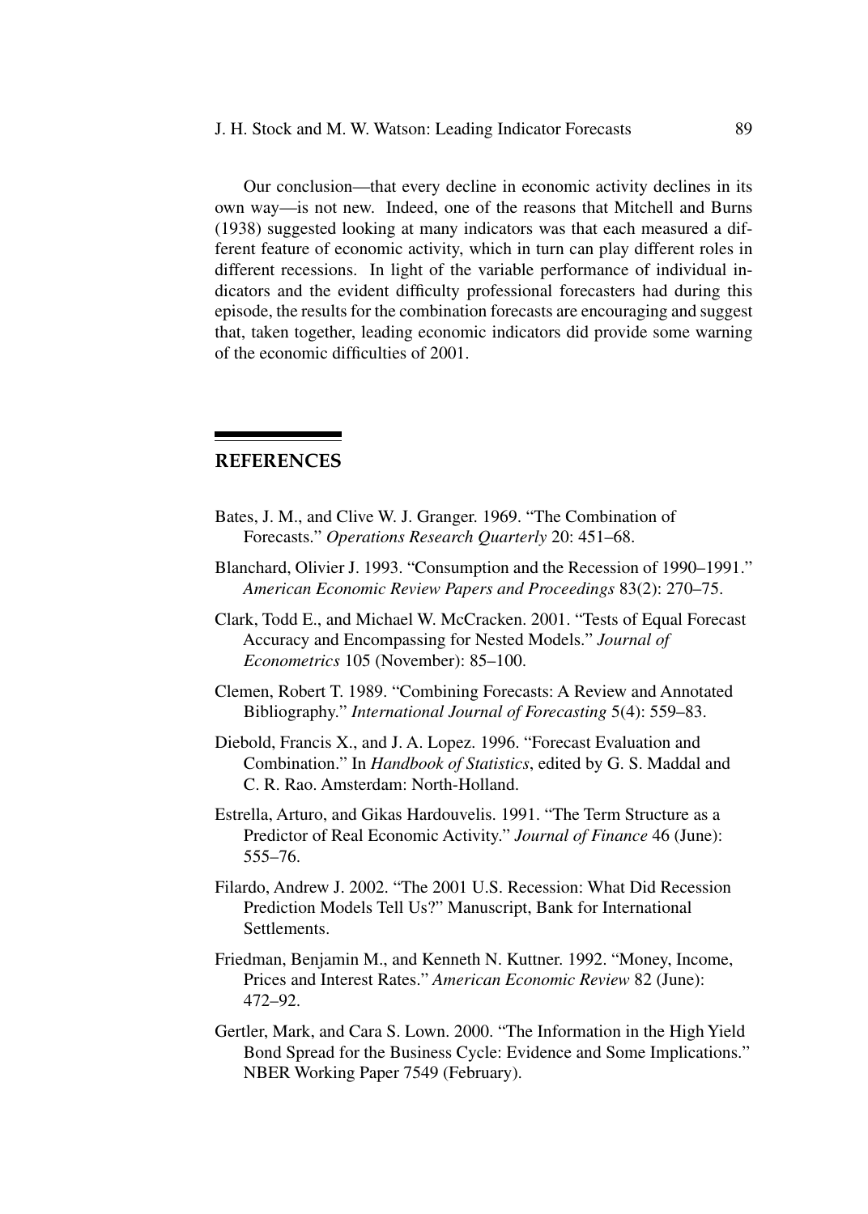Our conclusion—that every decline in economic activity declines in its own way—is not new. Indeed, one of the reasons that Mitchell and Burns (1938) suggested looking at many indicators was that each measured a different feature of economic activity, which in turn can play different roles in different recessions. In light of the variable performance of individual indicators and the evident difficulty professional forecasters had during this episode, the results for the combination forecasts are encouraging and suggest that, taken together, leading economic indicators did provide some warning of the economic difficulties of 2001.

## REFERENCES

Bates, J. M., and Clive W. J. Granger. 1969. "The Combination of Forecasts." *Operations Research Quarterly* 20: 451–68.

Blanchard, Olivier J. 1993. "Consumption and the Recession of 1990–1991." *American Economic Review Papers and Proceedings* 83(2): 270–75.

Clark, Todd E., and Michael W. McCracken. 2001. "Tests of Equal Forecast Accuracy and Encompassing for Nested Models." *Journal of Econometrics* 105 (November): 85–100.

Clemen, Robert T. 1989. "Combining Forecasts: A Review and Annotated Bibliography." *International Journal of Forecasting* 5(4): 559–83.

Diebold, Francis X., and J. A. Lopez. 1996. "Forecast Evaluation and Combination." In *Handbook of Statistics*, edited by G. S. Maddal and C. R. Rao. Amsterdam: North-Holland.

Estrella, Arturo, and Gikas Hardouvelis. 1991. "The Term Structure as a Predictor of Real Economic Activity." *Journal of Finance* 46 (June): 555–76.

Filardo, Andrew J. 2002. "The 2001 U.S. Recession: What Did Recession Prediction Models Tell Us?" Manuscript, Bank for International Settlements.

Friedman, Benjamin M., and Kenneth N. Kuttner. 1992. "Money, Income, Prices and Interest Rates." *American Economic Review* 82 (June): 472–92.

Gertler, Mark, and Cara S. Lown. 2000. "The Information in the High Yield Bond Spread for the Business Cycle: Evidence and Some Implications." NBER Working Paper 7549 (February).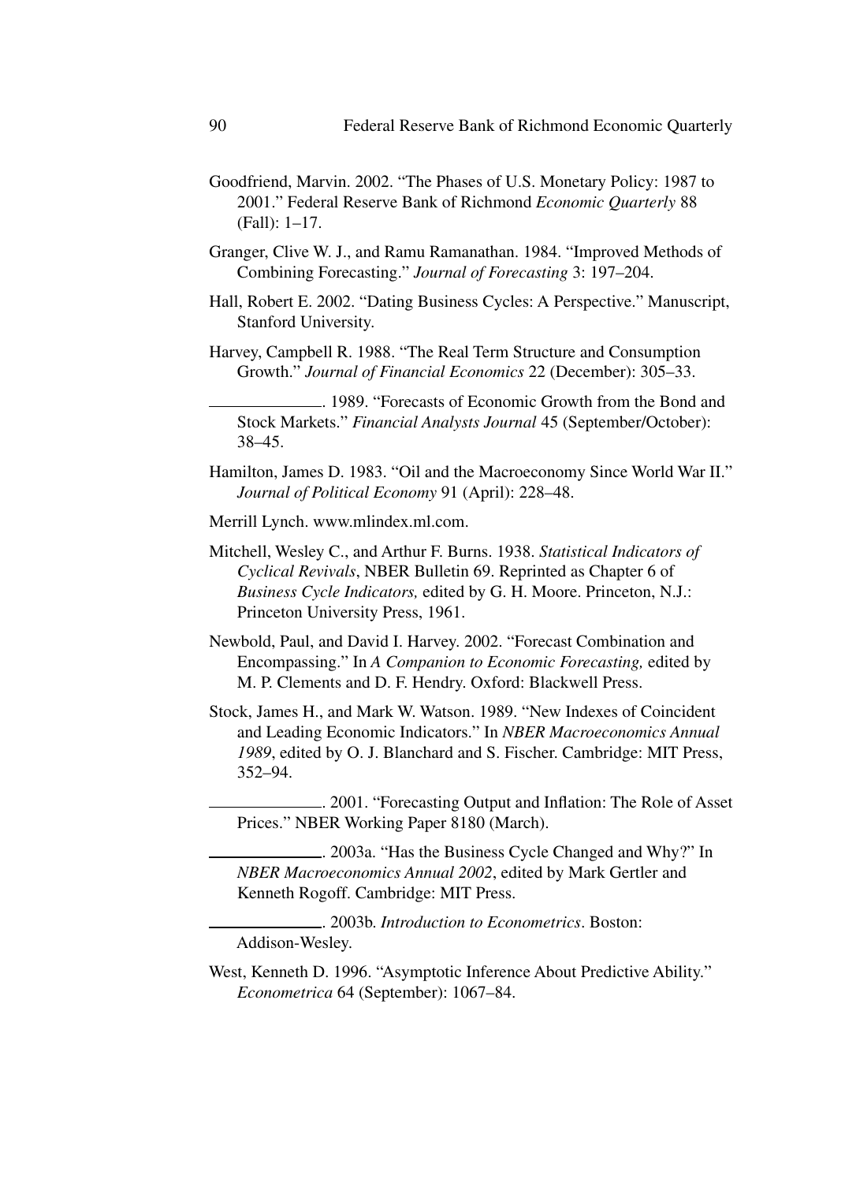Goodfriend, Marvin. 2002. "The Phases of U.S. Monetary Policy: 1987 to 2001." Federal Reserve Bank of Richmond *Economic Quarterly* 88 (Fall): 1–17.

Granger, Clive W. J., and Ramu Ramanathan. 1984. "Improved Methods of Combining Forecasting." *Journal of Forecasting* 3: 197–204.

Hall, Robert E. 2002. "Dating Business Cycles: A Perspective." Manuscript, Stanford University.

Harvey, Campbell R. 1988. "The Real Term Structure and Consumption Growth." *Journal of Financial Economics* 22 (December): 305–33.

\_\_\_\_\_\_\_\_\_\_\_\_\_\_. 1989. "Forecasts of Economic Growth from the Bond and Stock Markets." *Financial Analysts Journal* 45 (September/October): 38–45.

Hamilton, James D. 1983. "Oil and the Macroeconomy Since World War II." *Journal of Political Economy* 91 (April): 228–48.

Merrill Lynch. www.mlindex.ml.com.

Mitchell, Wesley C., and Arthur F. Burns. 1938. *Statistical Indicators of Cyclical Revivals*, NBER Bulletin 69. Reprinted as Chapter 6 of *Business Cycle Indicators,* edited by G. H. Moore. Princeton, N.J.: Princeton University Press, 1961.

Newbold, Paul, and David I. Harvey. 2002. "Forecast Combination and Encompassing." In *A Companion to Economic Forecasting,* edited by M. P. Clements and D. F. Hendry. Oxford: Blackwell Press.

Stock, James H., and Mark W. Watson. 1989. "New Indexes of Coincident and Leading Economic Indicators." In *NBER Macroeconomics Annual 1989*, edited by O. J. Blanchard and S. Fischer. Cambridge: MIT Press, 352–94.

\_\_\_\_\_\_\_\_\_\_\_\_\_\_. 2001. "Forecasting Output and Inflation: The Role of Asset Prices." NBER Working Paper 8180 (March).

\_\_\_\_\_\_\_\_\_\_\_\_\_\_. 2003a. "Has the Business Cycle Changed and Why?" In *NBER Macroeconomics Annual 2002*, edited by Mark Gertler and Kenneth Rogoff. Cambridge: MIT Press.

\_\_\_\_\_\_\_\_\_\_\_\_\_\_. 2003b. *Introduction to Econometrics*. Boston: Addison-Wesley.

West, Kenneth D. 1996. "Asymptotic Inference About Predictive Ability." *Econometrica* 64 (September): 1067–84.